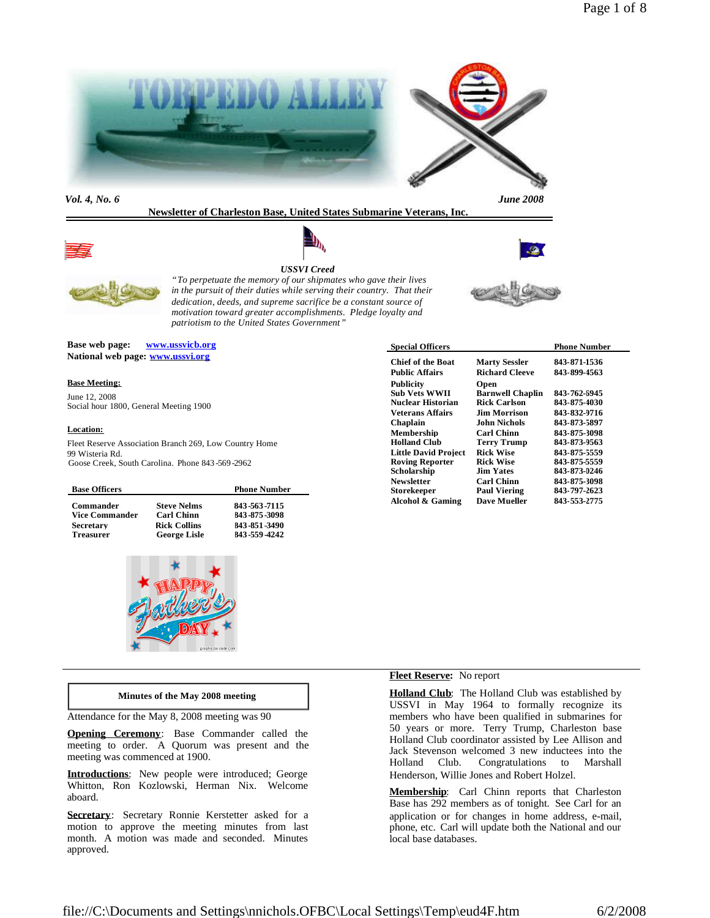# TORPEDO ALLEY

*Vol. 4, No. 6* *June 2008*

**Newsletter of Charleston Base, United States Submarine Veterans, Inc.**

***USSVI Creed***

*"To perpetuate the memory of our shipmates who gave their lives in the pursuit of their duties while serving their country. That their dedication, deeds, and supreme sacrifice be a constant source of motivation toward greater accomplishments. Pledge loyalty and patriotism to the United States Government"*

**Base web page:** www.ussvicb.org
**National web page:** www.ussvi.org

**Base Meeting:**

June 12, 2008
Social hour 1800, General Meeting 1900

**Location:**

Fleet Reserve Association Branch 269, Low Country Home
99 Wisteria Rd.
Goose Creek, South Carolina. Phone 843-569-2962

| Base Officers | | Phone Number |
|---|---|---|
| Commander | Steve Nelms | 843-563-7115 |
| Vice Commander | Carl Chinn | 843-875-3098 |
| Secretary | Rick Collins | 843-851-3490 |
| Treasurer | George Lisle | 843-559-4242 |

| Special Officers | | Phone Number |
|---|---|---|
| Chief of the Boat | Marty Sessler | 843-871-1536 |
| Public Affairs | Richard Cleeve | 843-899-4563 |
| Publicity | Open | |
| Sub Vets WWII | Barnwell Chaplin | 843-762-6945 |
| Nuclear Historian | Rick Carlson | 843-875-4030 |
| Veterans Affairs | Jim Morrison | 843-832-9716 |
| Chaplain | John Nichols | 843-873-5897 |
| Membership | Carl Chinn | 843-875-3098 |
| Holland Club | Terry Trump | 843-873-9563 |
| Little David Project | Rick Wise | 843-875-5559 |
| Roving Reporter | Rick Wise | 843-875-5559 |
| Scholarship | Jim Yates | 843-873-0246 |
| Newsletter | Carl Chinn | 843-875-3098 |
| Storekeeper | Paul Viering | 843-797-2623 |
| Alcohol & Gaming | Dave Mueller | 843-553-2775 |

HAPPY Father's DAY

## Minutes of the May 2008 meeting

Attendance for the May 8, 2008 meeting was 90

**Opening Ceremony**: Base Commander called the meeting to order. A Quorum was present and the meeting was commenced at 1900.

**Introductions**: New people were introduced; George Whitton, Ron Kozlowski, Herman Nix. Welcome aboard.

**Secretary**: Secretary Ronnie Kerstetter asked for a motion to approve the meeting minutes from last month. A motion was made and seconded. Minutes approved.

**Fleet Reserve:** No report

**Holland Club**: The Holland Club was established by USSVI in May 1964 to formally recognize its members who have been qualified in submarines for 50 years or more. Terry Trump, Charleston base Holland Club coordinator assisted by Lee Allison and Jack Stevenson welcomed 3 new inductees into the Holland Club. Congratulations to Marshall Henderson, Willie Jones and Robert Holzel.

**Membership**: Carl Chinn reports that Charleston Base has 292 members as of tonight. See Carl for an application or for changes in home address, e-mail, phone, etc. Carl will update both the National and our local base databases.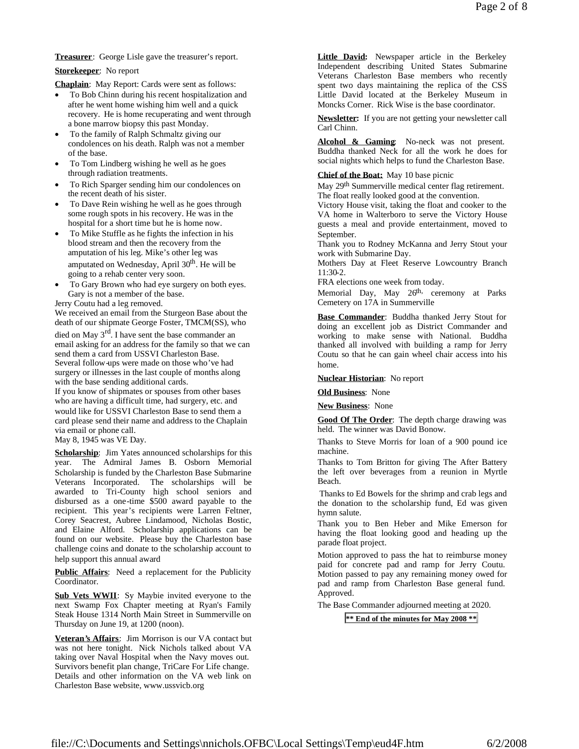**Treasurer**: George Lisle gave the treasurer's report.

**Storekeeper**: No report

**Chaplain**: May Report: Cards were sent as follows:

- To Bob Chinn during his recent hospitalization and after he went home wishing him well and a quick recovery. He is home recuperating and went through a bone marrow biopsy this past Monday.
- To the family of Ralph Schmaltz giving our condolences on his death. Ralph was not a member of the base.
- To Tom Lindberg wishing he well as he goes through radiation treatments.
- To Rich Sparger sending him our condolences on the recent death of his sister.
- To Dave Rein wishing he well as he goes through some rough spots in his recovery. He was in the hospital for a short time but he is home now.
- To Mike Stuffle as he fights the infection in his blood stream and then the recovery from the amputation of his leg. Mike's other leg was amputated on Wednesday, April 30th. He will be going to a rehab center very soon.
- To Gary Brown who had eye surgery on both eyes. Gary is not a member of the base.

Jerry Coutu had a leg removed.

We received an email from the Sturgeon Base about the death of our shipmate George Foster, TMCM(SS), who died on May 3rd. I have sent the base commander an email asking for an address for the family so that we can send them a card from USSVI Charleston Base.

Several follow-ups were made on those who've had surgery or illnesses in the last couple of months along with the base sending additional cards.

If you know of shipmates or spouses from other bases who are having a difficult time, had surgery, etc. and would like for USSVI Charleston Base to send them a card please send their name and address to the Chaplain via email or phone call.

May 8, 1945 was VE Day.

**Scholarship**: Jim Yates announced scholarships for this year. The Admiral James B. Osborn Memorial Scholarship is funded by the Charleston Base Submarine Veterans Incorporated. The scholarships will be awarded to Tri-County high school seniors and disbursed as a one-time $500 award payable to the recipient. This year's recipients were Larren Feltner, Corey Seacrest, Aubree Lindamood, Nicholas Bostic, and Elaine Alford. Scholarship applications can be found on our website. Please buy the Charleston base challenge coins and donate to the scholarship account to help support this annual award

**Public Affairs**: Need a replacement for the Publicity Coordinator.

**Sub Vets WWII**: Sy Maybie invited everyone to the next Swamp Fox Chapter meeting at Ryan's Family Steak House 1314 North Main Street in Summerville on Thursday on June 19, at 1200 (noon).

**Veteran's Affairs**: Jim Morrison is our VA contact but was not here tonight. Nick Nichols talked about VA taking over Naval Hospital when the Navy moves out. Survivors benefit plan change, TriCare For Life change. Details and other information on the VA web link on Charleston Base website, www.ussvicb.org

**Little David:** Newspaper article in the Berkeley Independent describing United States Submarine Veterans Charleston Base members who recently spent two days maintaining the replica of the CSS Little David located at the Berkeley Museum in Moncks Corner. Rick Wise is the base coordinator.

**Newsletter:** If you are not getting your newsletter call Carl Chinn.

**Alcohol & Gaming**: No-neck was not present. Buddha thanked Neck for all the work he does for social nights which helps to fund the Charleston Base.

**Chief of the Boat:** May 10 base picnic

May 29th Summerville medical center flag retirement.

The float really looked good at the convention.

Victory House visit, taking the float and cooker to the VA home in Walterboro to serve the Victory House guests a meal and provide entertainment, moved to September.

Thank you to Rodney McKanna and Jerry Stout your work with Submarine Day.

Mothers Day at Fleet Reserve Lowcountry Branch 11:30-2.

FRA elections one week from today.

Memorial Day, May 26th, ceremony at Parks Cemetery on 17A in Summerville

**Base Commander**: Buddha thanked Jerry Stout for doing an excellent job as District Commander and working to make sense with National. Buddha thanked all involved with building a ramp for Jerry Coutu so that he can gain wheel chair access into his home.

**Nuclear Historian**: No report

**Old Business**: None

**New Business**: None

**Good Of The Order**: The depth charge drawing was held. The winner was David Bonow.

Thanks to Steve Morris for loan of a 900 pound ice machine.

Thanks to Tom Britton for giving The After Battery the left over beverages from a reunion in Myrtle Beach.

Thanks to Ed Bowels for the shrimp and crab legs and the donation to the scholarship fund, Ed was given hymn salute.

Thank you to Ben Heber and Mike Emerson for having the float looking good and heading up the parade float project.

Motion approved to pass the hat to reimburse money paid for concrete pad and ramp for Jerry Coutu. Motion passed to pay any remaining money owed for pad and ramp from Charleston Base general fund. Approved.

The Base Commander adjourned meeting at 2020.

**\*\* End of the minutes for May 2008 \*\***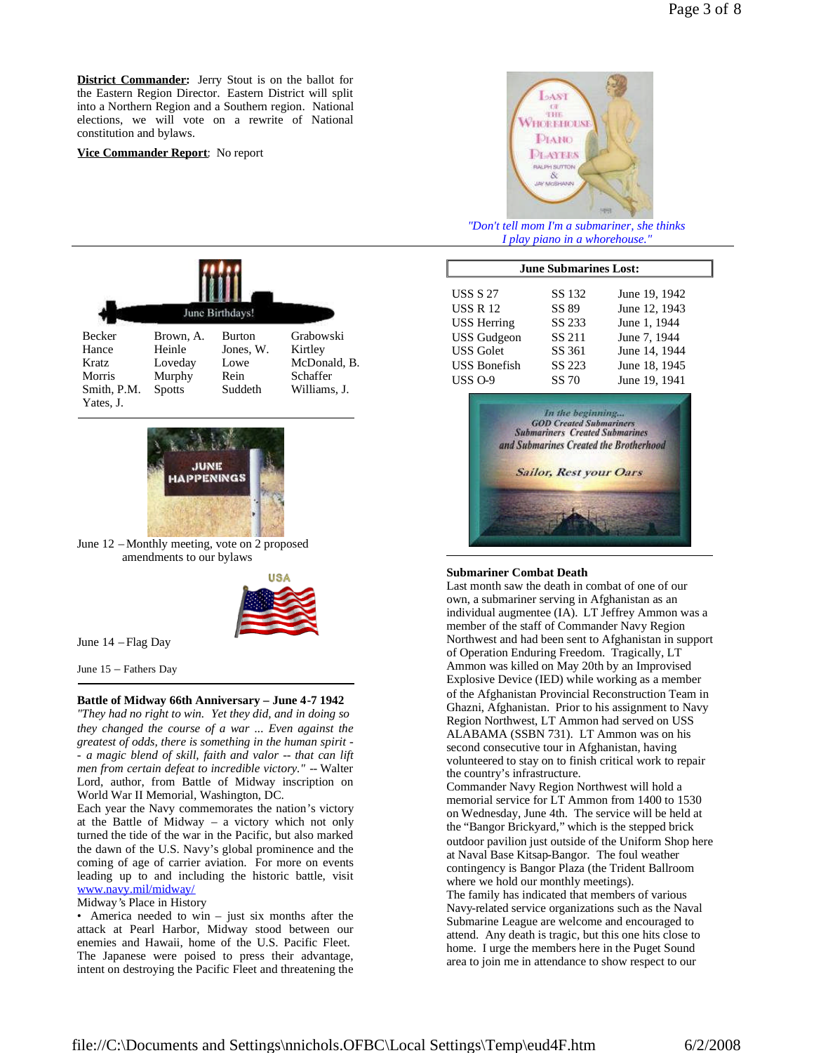**District Commander:** Jerry Stout is on the ballot for the Eastern Region Director. Eastern District will split into a Northern Region and a Southern region. National elections, we will vote on a rewrite of National constitution and bylaws.

**Vice Commander Report**: No report

*"Don't tell mom I'm a submariner, she thinks I play piano in a whorehouse."*

June Birthdays!

| | | | |
|---|---|---|---|
| Becker | Brown, A. | Burton | Grabowski |
| Hance | Heinle | Jones, W. | Kirtley |
| Kratz | Loveday | Lowe | McDonald, B. |
| Morris | Murphy | Rein | Schaffer |
| Smith, P.M. | Spotts | Suddeth | Williams, J. |
| Yates, J. | | | |

**June Submarines Lost:**

| | | |
|---|---|---|
| USS S 27 | SS 132 | June 19, 1942 |
| USS R 12 | SS 89 | June 12, 1943 |
| USS Herring | SS 233 | June 1, 1944 |
| USS Gudgeon | SS 211 | June 7, 1944 |
| USS Golet | SS 361 | June 14, 1944 |
| USS Bonefish | SS 223 | June 18, 1945 |
| USS O-9 | SS 70 | June 19, 1941 |

*In the beginning... GOD Created Submariners Submariners Created Submarines and Submarines Created the Brotherhood*

*Sailor, Rest your Oars*

JUNE HAPPENINGS

June 12 – Monthly meeting, vote on 2 proposed amendments to our bylaws

June 14 – Flag Day

June 15 – Fathers Day

**Battle of Midway 66th Anniversary – June 4-7 1942**

*"They had no right to win. Yet they did, and in doing so they changed the course of a war ... Even against the greatest of odds, there is something in the human spirit -- a magic blend of skill, faith and valor -- that can lift men from certain defeat to incredible victory."* -- Walter Lord, author, from Battle of Midway inscription on World War II Memorial, Washington, DC.

Each year the Navy commemorates the nation's victory at the Battle of Midway – a victory which not only turned the tide of the war in the Pacific, but also marked the dawn of the U.S. Navy's global prominence and the coming of age of carrier aviation. For more on events leading up to and including the historic battle, visit www.navy.mil/midway/

Midway's Place in History

• America needed to win – just six months after the attack at Pearl Harbor, Midway stood between our enemies and Hawaii, home of the U.S. Pacific Fleet. The Japanese were poised to press their advantage, intent on destroying the Pacific Fleet and threatening the

**Submariner Combat Death**

Last month saw the death in combat of one of our own, a submariner serving in Afghanistan as an individual augmentee (IA). LT Jeffrey Ammon was a member of the staff of Commander Navy Region Northwest and had been sent to Afghanistan in support of Operation Enduring Freedom. Tragically, LT Ammon was killed on May 20th by an Improvised Explosive Device (IED) while working as a member of the Afghanistan Provincial Reconstruction Team in Ghazni, Afghanistan. Prior to his assignment to Navy Region Northwest, LT Ammon had served on USS ALABAMA (SSBN 731). LT Ammon was on his second consecutive tour in Afghanistan, having volunteered to stay on to finish critical work to repair the country's infrastructure.

Commander Navy Region Northwest will hold a memorial service for LT Ammon from 1400 to 1530 on Wednesday, June 4th. The service will be held at the "Bangor Brickyard," which is the stepped brick outdoor pavilion just outside of the Uniform Shop here at Naval Base Kitsap-Bangor. The foul weather contingency is Bangor Plaza (the Trident Ballroom where we hold our monthly meetings).

The family has indicated that members of various Navy-related service organizations such as the Naval Submarine League are welcome and encouraged to attend. Any death is tragic, but this one hits close to home. I urge the members here in the Puget Sound area to join me in attendance to show respect to our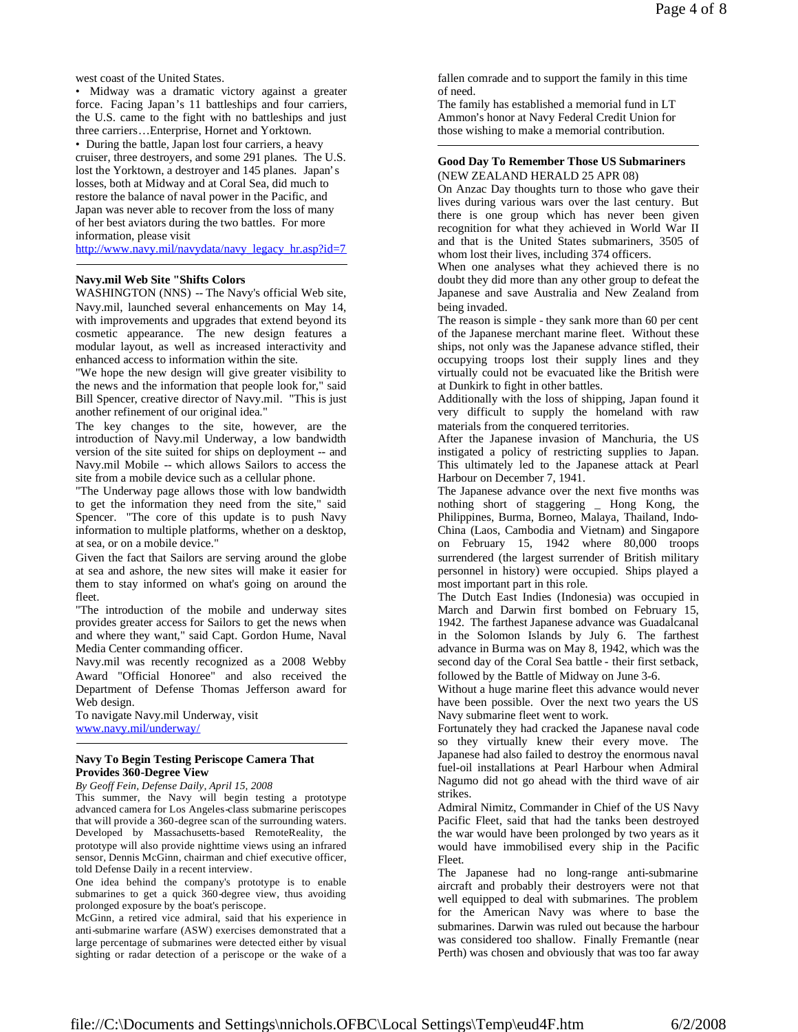west coast of the United States.

- Midway was a dramatic victory against a greater force. Facing Japan's 11 battleships and four carriers, the U.S. came to the fight with no battleships and just three carriers…Enterprise, Hornet and Yorktown.
- During the battle, Japan lost four carriers, a heavy cruiser, three destroyers, and some 291 planes. The U.S. lost the Yorktown, a destroyer and 145 planes. Japan's losses, both at Midway and at Coral Sea, did much to restore the balance of naval power in the Pacific, and Japan was never able to recover from the loss of many of her best aviators during the two battles. For more information, please visit [http://www.navy.mil/navydata/navy_legacy_hr.asp?id=7](http://www.navy.mil/navydata/navy_legacy_hr.asp?id=7)

---

**Navy.mil Web Site "Shifts Colors**

WASHINGTON (NNS) -- The Navy's official Web site, Navy.mil, launched several enhancements on May 14, with improvements and upgrades that extend beyond its cosmetic appearance. The new design features a modular layout, as well as increased interactivity and enhanced access to information within the site.

"We hope the new design will give greater visibility to the news and the information that people look for," said Bill Spencer, creative director of Navy.mil. "This is just another refinement of our original idea."

The key changes to the site, however, are the introduction of Navy.mil Underway, a low bandwidth version of the site suited for ships on deployment -- and Navy.mil Mobile -- which allows Sailors to access the site from a mobile device such as a cellular phone.

"The Underway page allows those with low bandwidth to get the information they need from the site," said Spencer. "The core of this update is to push Navy information to multiple platforms, whether on a desktop, at sea, or on a mobile device."

Given the fact that Sailors are serving around the globe at sea and ashore, the new sites will make it easier for them to stay informed on what's going on around the fleet.

"The introduction of the mobile and underway sites provides greater access for Sailors to get the news when and where they want," said Capt. Gordon Hume, Naval Media Center commanding officer.

Navy.mil was recently recognized as a 2008 Webby Award "Official Honoree" and also received the Department of Defense Thomas Jefferson award for Web design.

To navigate Navy.mil Underway, visit [www.navy.mil/underway/](www.navy.mil/underway/)

---

**Navy To Begin Testing Periscope Camera That Provides 360-Degree View**

*By Geoff Fein, Defense Daily, April 15, 2008*

This summer, the Navy will begin testing a prototype advanced camera for Los Angeles-class submarine periscopes that will provide a 360-degree scan of the surrounding waters. Developed by Massachusetts-based RemoteReality, the prototype will also provide nighttime views using an infrared sensor, Dennis McGinn, chairman and chief executive officer, told Defense Daily in a recent interview.

One idea behind the company's prototype is to enable submarines to get a quick 360-degree view, thus avoiding prolonged exposure by the boat's periscope.

McGinn, a retired vice admiral, said that his experience in anti-submarine warfare (ASW) exercises demonstrated that a large percentage of submarines were detected either by visual sighting or radar detection of a periscope or the wake of a

fallen comrade and to support the family in this time of need.

The family has established a memorial fund in LT Ammon's honor at Navy Federal Credit Union for those wishing to make a memorial contribution.

---

**Good Day To Remember Those US Submariners**

(NEW ZEALAND HERALD 25 APR 08)

On Anzac Day thoughts turn to those who gave their lives during various wars over the last century. But there is one group which has never been given recognition for what they achieved in World War II and that is the United States submariners, 3505 of whom lost their lives, including 374 officers.

When one analyses what they achieved there is no doubt they did more than any other group to defeat the Japanese and save Australia and New Zealand from being invaded.

The reason is simple - they sank more than 60 per cent of the Japanese merchant marine fleet. Without these ships, not only was the Japanese advance stifled, their occupying troops lost their supply lines and they virtually could not be evacuated like the British were at Dunkirk to fight in other battles.

Additionally with the loss of shipping, Japan found it very difficult to supply the homeland with raw materials from the conquered territories.

After the Japanese invasion of Manchuria, the US instigated a policy of restricting supplies to Japan. This ultimately led to the Japanese attack at Pearl Harbour on December 7, 1941.

The Japanese advance over the next five months was nothing short of staggering _ Hong Kong, the Philippines, Burma, Borneo, Malaya, Thailand, Indo-China (Laos, Cambodia and Vietnam) and Singapore on February 15, 1942 where 80,000 troops surrendered (the largest surrender of British military personnel in history) were occupied. Ships played a most important part in this role.

The Dutch East Indies (Indonesia) was occupied in March and Darwin first bombed on February 15, 1942. The farthest Japanese advance was Guadalcanal in the Solomon Islands by July 6. The farthest advance in Burma was on May 8, 1942, which was the second day of the Coral Sea battle - their first setback, followed by the Battle of Midway on June 3-6.

Without a huge marine fleet this advance would never have been possible. Over the next two years the US Navy submarine fleet went to work.

Fortunately they had cracked the Japanese naval code so they virtually knew their every move. The Japanese had also failed to destroy the enormous naval fuel-oil installations at Pearl Harbour when Admiral Nagumo did not go ahead with the third wave of air strikes.

Admiral Nimitz, Commander in Chief of the US Navy Pacific Fleet, said that had the tanks been destroyed the war would have been prolonged by two years as it would have immobilised every ship in the Pacific Fleet.

The Japanese had no long-range anti-submarine aircraft and probably their destroyers were not that well equipped to deal with submarines. The problem for the American Navy was where to base the submarines. Darwin was ruled out because the harbour was considered too shallow. Finally Fremantle (near Perth) was chosen and obviously that was too far away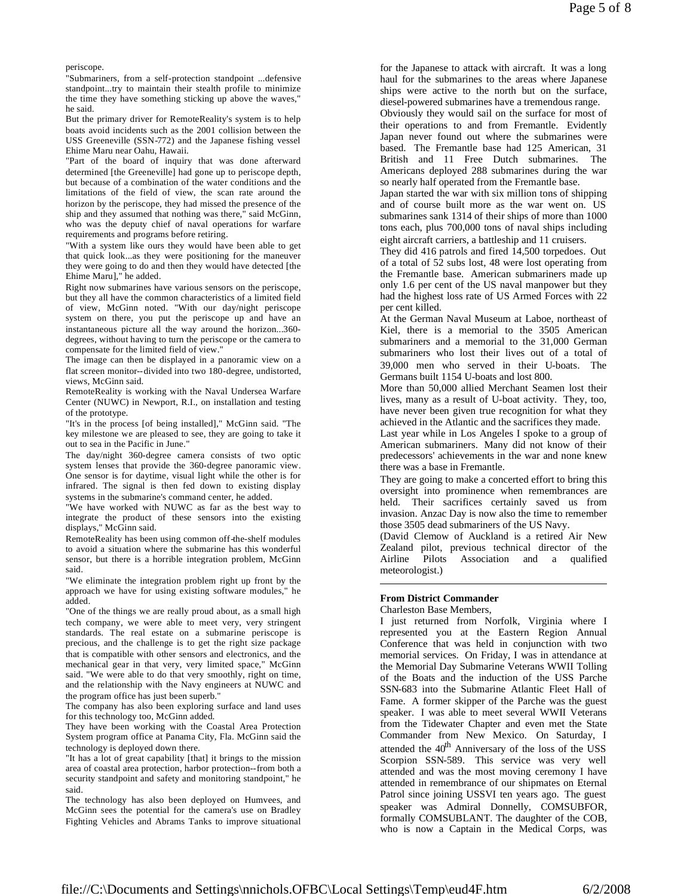periscope.

"Submariners, from a self-protection standpoint ...defensive standpoint...try to maintain their stealth profile to minimize the time they have something sticking up above the waves," he said.

But the primary driver for RemoteReality's system is to help boats avoid incidents such as the 2001 collision between the USS Greeneville (SSN-772) and the Japanese fishing vessel Ehime Maru near Oahu, Hawaii.

"Part of the board of inquiry that was done afterward determined [the Greeneville] had gone up to periscope depth, but because of a combination of the water conditions and the limitations of the field of view, the scan rate around the horizon by the periscope, they had missed the presence of the ship and they assumed that nothing was there," said McGinn, who was the deputy chief of naval operations for warfare requirements and programs before retiring.

"With a system like ours they would have been able to get that quick look...as they were positioning for the maneuver they were going to do and then they would have detected [the Ehime Maru]," he added.

Right now submarines have various sensors on the periscope, but they all have the common characteristics of a limited field of view, McGinn noted. "With our day/night periscope system on there, you put the periscope up and have an instantaneous picture all the way around the horizon...360-degrees, without having to turn the periscope or the camera to compensate for the limited field of view."

The image can then be displayed in a panoramic view on a flat screen monitor--divided into two 180-degree, undistorted, views, McGinn said.

RemoteReality is working with the Naval Undersea Warfare Center (NUWC) in Newport, R.I., on installation and testing of the prototype.

"It's in the process [of being installed]," McGinn said. "The key milestone we are pleased to see, they are going to take it out to sea in the Pacific in June."

The day/night 360-degree camera consists of two optic system lenses that provide the 360-degree panoramic view. One sensor is for daytime, visual light while the other is for infrared. The signal is then fed down to existing display systems in the submarine's command center, he added.

"We have worked with NUWC as far as the best way to integrate the product of these sensors into the existing displays," McGinn said.

RemoteReality has been using common off-the-shelf modules to avoid a situation where the submarine has this wonderful sensor, but there is a horrible integration problem, McGinn said.

"We eliminate the integration problem right up front by the approach we have for using existing software modules," he added.

"One of the things we are really proud about, as a small high tech company, we were able to meet very, very stringent standards. The real estate on a submarine periscope is precious, and the challenge is to get the right size package that is compatible with other sensors and electronics, and the mechanical gear in that very, very limited space," McGinn said. "We were able to do that very smoothly, right on time, and the relationship with the Navy engineers at NUWC and the program office has just been superb."

The company has also been exploring surface and land uses for this technology too, McGinn added.

They have been working with the Coastal Area Protection System program office at Panama City, Fla. McGinn said the technology is deployed down there.

"It has a lot of great capability [that] it brings to the mission area of coastal area protection, harbor protection--from both a security standpoint and safety and monitoring standpoint," he said.

The technology has also been deployed on Humvees, and McGinn sees the potential for the camera's use on Bradley Fighting Vehicles and Abrams Tanks to improve situational

for the Japanese to attack with aircraft. It was a long haul for the submarines to the areas where Japanese ships were active to the north but on the surface, diesel-powered submarines have a tremendous range.

Obviously they would sail on the surface for most of their operations to and from Fremantle. Evidently Japan never found out where the submarines were based. The Fremantle base had 125 American, 31 British and 11 Free Dutch submarines. The Americans deployed 288 submarines during the war so nearly half operated from the Fremantle base.

Japan started the war with six million tons of shipping and of course built more as the war went on. US submarines sank 1314 of their ships of more than 1000 tons each, plus 700,000 tons of naval ships including eight aircraft carriers, a battleship and 11 cruisers.

They did 416 patrols and fired 14,500 torpedoes. Out of a total of 52 subs lost, 48 were lost operating from the Fremantle base. American submariners made up only 1.6 per cent of the US naval manpower but they had the highest loss rate of US Armed Forces with 22 per cent killed.

At the German Naval Museum at Laboe, northeast of Kiel, there is a memorial to the 3505 American submariners and a memorial to the 31,000 German submariners who lost their lives out of a total of 39,000 men who served in their U-boats. The Germans built 1154 U-boats and lost 800.

More than 50,000 allied Merchant Seamen lost their lives, many as a result of U-boat activity. They, too, have never been given true recognition for what they achieved in the Atlantic and the sacrifices they made.

Last year while in Los Angeles I spoke to a group of American submariners. Many did not know of their predecessors' achievements in the war and none knew there was a base in Fremantle.

They are going to make a concerted effort to bring this oversight into prominence when remembrances are held. Their sacrifices certainly saved us from invasion. Anzac Day is now also the time to remember those 3505 dead submariners of the US Navy.

(David Clemow of Auckland is a retired Air New Zealand pilot, previous technical director of the Airline Pilots Association and a qualified meteorologist.)

---

**From District Commander**

Charleston Base Members,

I just returned from Norfolk, Virginia where I represented you at the Eastern Region Annual Conference that was held in conjunction with two memorial services. On Friday, I was in attendance at the Memorial Day Submarine Veterans WWII Tolling of the Boats and the induction of the USS Parche SSN-683 into the Submarine Atlantic Fleet Hall of Fame. A former skipper of the Parche was the guest speaker. I was able to meet several WWII Veterans from the Tidewater Chapter and even met the State Commander from New Mexico. On Saturday, I attended the 40th Anniversary of the loss of the USS Scorpion SSN-589. This service was very well attended and was the most moving ceremony I have attended in remembrance of our shipmates on Eternal Patrol since joining USSVI ten years ago. The guest speaker was Admiral Donnelly, COMSUBFOR, formally COMSUBLANT. The daughter of the COB, who is now a Captain in the Medical Corps, was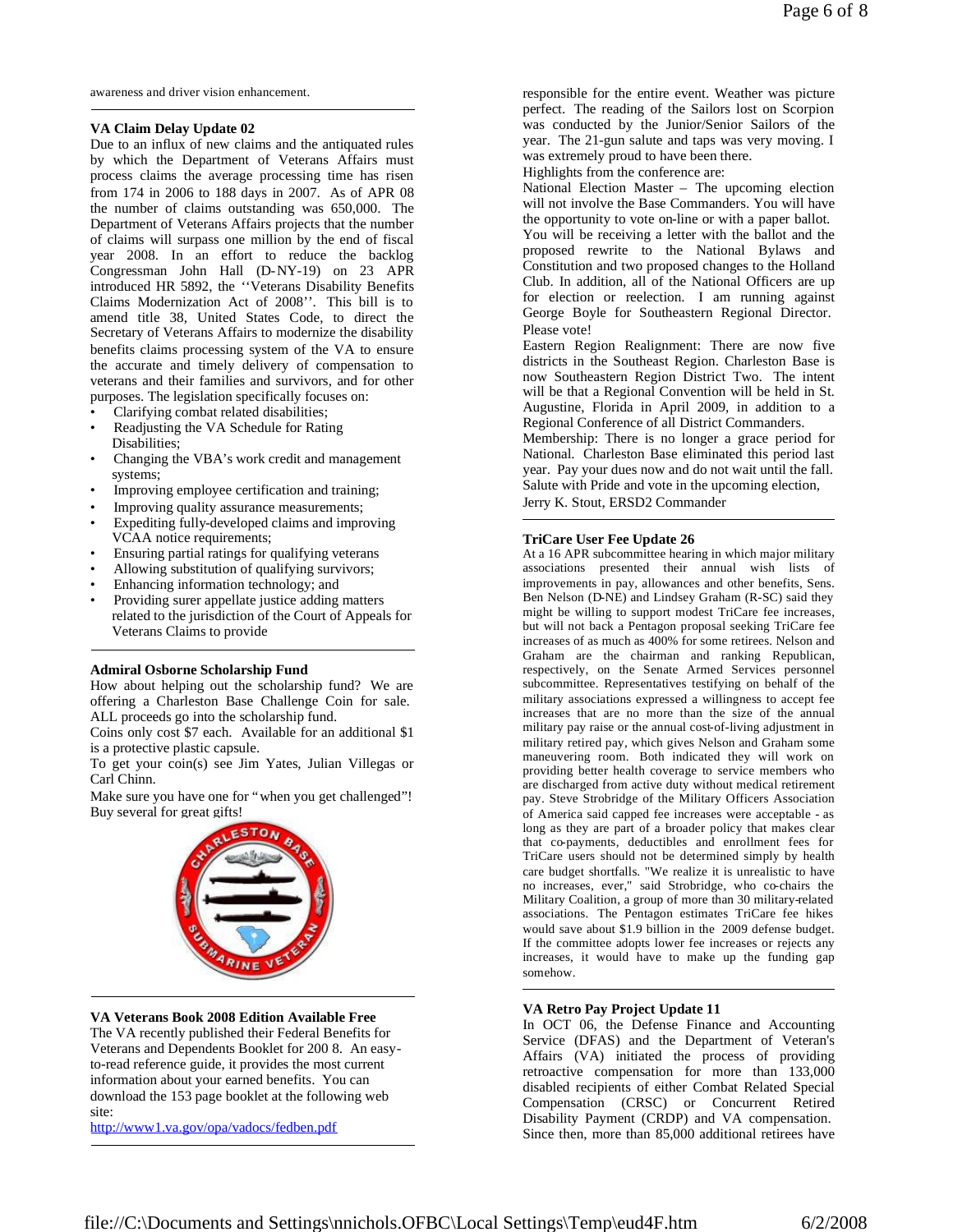awareness and driver vision enhancement.

### VA Claim Delay Update 02

Due to an influx of new claims and the antiquated rules by which the Department of Veterans Affairs must process claims the average processing time has risen from 174 in 2006 to 188 days in 2007. As of APR 08 the number of claims outstanding was 650,000. The Department of Veterans Affairs projects that the number of claims will surpass one million by the end of fiscal year 2008. In an effort to reduce the backlog Congressman John Hall (D-NY-19) on 23 APR introduced HR 5892, the ''Veterans Disability Benefits Claims Modernization Act of 2008''. This bill is to amend title 38, United States Code, to direct the Secretary of Veterans Affairs to modernize the disability benefits claims processing system of the VA to ensure the accurate and timely delivery of compensation to veterans and their families and survivors, and for other purposes. The legislation specifically focuses on:

- Clarifying combat related disabilities;
- Readjusting the VA Schedule for Rating Disabilities;
- Changing the VBA's work credit and management systems;
- Improving employee certification and training;
- Improving quality assurance measurements;
- Expediting fully-developed claims and improving VCAA notice requirements;
- Ensuring partial ratings for qualifying veterans
- Allowing substitution of qualifying survivors;
- Enhancing information technology; and
- Providing surer appellate justice adding matters related to the jurisdiction of the Court of Appeals for Veterans Claims to provide

### Admiral Osborne Scholarship Fund

How about helping out the scholarship fund? We are offering a Charleston Base Challenge Coin for sale. ALL proceeds go into the scholarship fund.

Coins only cost $7 each. Available for an additional $1 is a protective plastic capsule.

To get your coin(s) see Jim Yates, Julian Villegas or Carl Chinn.

Make sure you have one for "when you get challenged"! Buy several for great gifts!

### VA Veterans Book 2008 Edition Available Free

The VA recently published their Federal Benefits for Veterans and Dependents Booklet for 200 8. An easy-to-read reference guide, it provides the most current information about your earned benefits. You can download the 153 page booklet at the following web site:

http://www1.va.gov/opa/vadocs/fedben.pdf

responsible for the entire event. Weather was picture perfect. The reading of the Sailors lost on Scorpion was conducted by the Junior/Senior Sailors of the year. The 21-gun salute and taps was very moving. I was extremely proud to have been there.

Highlights from the conference are:

National Election Master – The upcoming election will not involve the Base Commanders. You will have the opportunity to vote on-line or with a paper ballot. You will be receiving a letter with the ballot and the proposed rewrite to the National Bylaws and Constitution and two proposed changes to the Holland Club. In addition, all of the National Officers are up for election or reelection. I am running against George Boyle for Southeastern Regional Director. Please vote!

Eastern Region Realignment: There are now five districts in the Southeast Region. Charleston Base is now Southeastern Region District Two. The intent will be that a Regional Convention will be held in St. Augustine, Florida in April 2009, in addition to a Regional Conference of all District Commanders.

Membership: There is no longer a grace period for National. Charleston Base eliminated this period last year. Pay your dues now and do not wait until the fall.

Salute with Pride and vote in the upcoming election,

Jerry K. Stout, ERSD2 Commander

### TriCare User Fee Update 26

At a 16 APR subcommittee hearing in which major military associations presented their annual wish lists of improvements in pay, allowances and other benefits, Sens. Ben Nelson (D-NE) and Lindsey Graham (R-SC) said they might be willing to support modest TriCare fee increases, but will not back a Pentagon proposal seeking TriCare fee increases of as much as 400% for some retirees. Nelson and Graham are the chairman and ranking Republican, respectively, on the Senate Armed Services personnel subcommittee. Representatives testifying on behalf of the military associations expressed a willingness to accept fee increases that are no more than the size of the annual military pay raise or the annual cost-of-living adjustment in military retired pay, which gives Nelson and Graham some maneuvering room. Both indicated they will work on providing better health coverage to service members who are discharged from active duty without medical retirement pay. Steve Strobridge of the Military Officers Association of America said capped fee increases were acceptable - as long as they are part of a broader policy that makes clear that co-payments, deductibles and enrollment fees for TriCare users should not be determined simply by health care budget shortfalls. "We realize it is unrealistic to have no increases, ever," said Strobridge, who co-chairs the Military Coalition, a group of more than 30 military-related associations. The Pentagon estimates TriCare fee hikes would save about $1.9 billion in the 2009 defense budget. If the committee adopts lower fee increases or rejects any increases, it would have to make up the funding gap somehow.

### VA Retro Pay Project Update 11

In OCT 06, the Defense Finance and Accounting Service (DFAS) and the Department of Veteran's Affairs (VA) initiated the process of providing retroactive compensation for more than 133,000 disabled recipients of either Combat Related Special Compensation (CRSC) or Concurrent Retired Disability Payment (CRDP) and VA compensation. Since then, more than 85,000 additional retirees have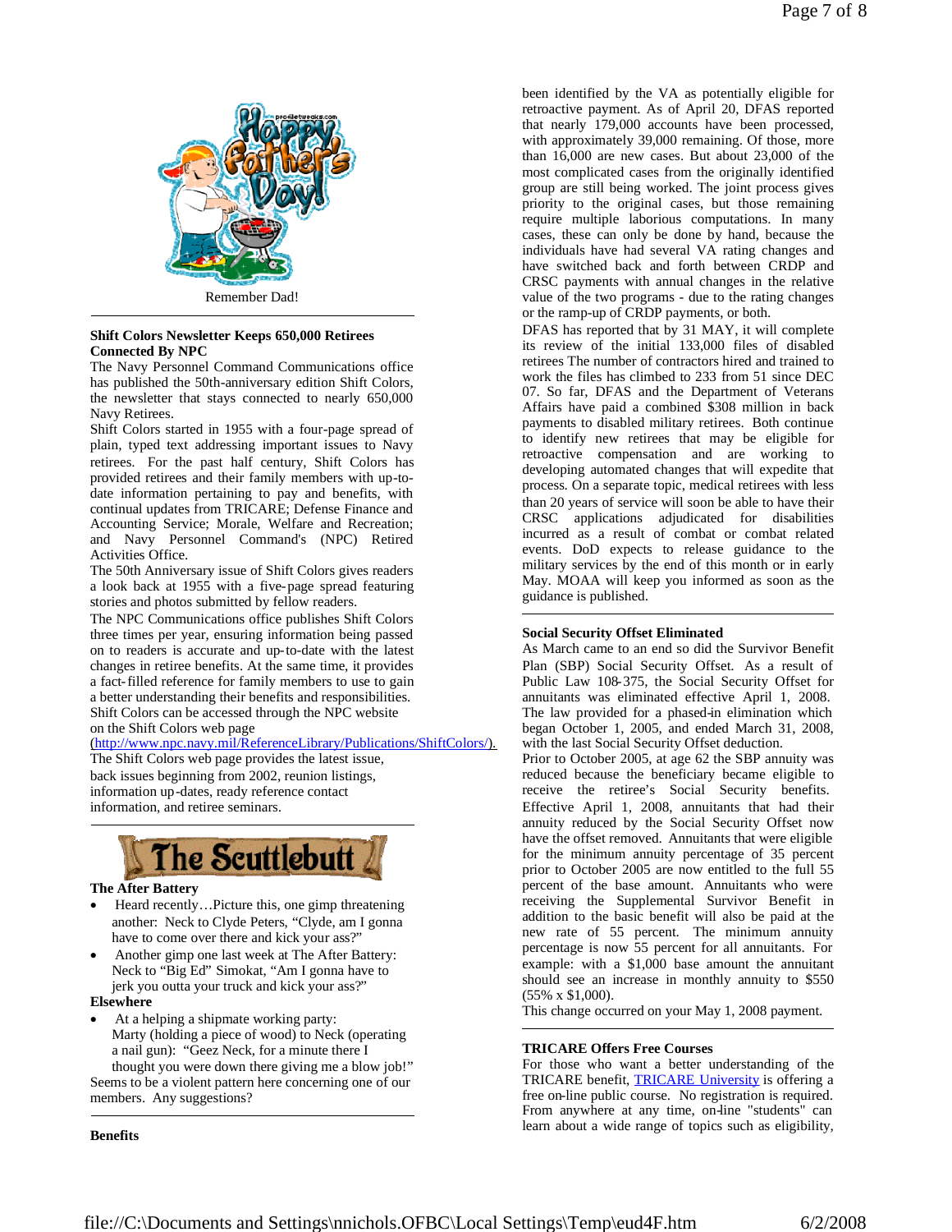Remember Dad!

---

**Shift Colors Newsletter Keeps 650,000 Retirees Connected By NPC**

The Navy Personnel Command Communications office has published the 50th-anniversary edition Shift Colors, the newsletter that stays connected to nearly 650,000 Navy Retirees.

Shift Colors started in 1955 with a four-page spread of plain, typed text addressing important issues to Navy retirees. For the past half century, Shift Colors has provided retirees and their family members with up-to-date information pertaining to pay and benefits, with continual updates from TRICARE; Defense Finance and Accounting Service; Morale, Welfare and Recreation; and Navy Personnel Command's (NPC) Retired Activities Office.

The 50th Anniversary issue of Shift Colors gives readers a look back at 1955 with a five-page spread featuring stories and photos submitted by fellow readers.

The NPC Communications office publishes Shift Colors three times per year, ensuring information being passed on to readers is accurate and up-to-date with the latest changes in retiree benefits. At the same time, it provides a fact-filled reference for family members to use to gain a better understanding their benefits and responsibilities.

Shift Colors can be accessed through the NPC website on the Shift Colors web page (http://www.npc.navy.mil/ReferenceLibrary/Publications/ShiftColors/).

The Shift Colors web page provides the latest issue, back issues beginning from 2002, reunion listings, information up-dates, ready reference contact information, and retiree seminars.

---

**The Scuttlebutt**

**The After Battery**

- Heard recently…Picture this, one gimp threatening another: Neck to Clyde Peters, "Clyde, am I gonna have to come over there and kick your ass?"
- Another gimp one last week at The After Battery: Neck to "Big Ed" Simokat, "Am I gonna have to jerk you outta your truck and kick your ass?"

**Elsewhere**

- At a helping a shipmate working party: Marty (holding a piece of wood) to Neck (operating a nail gun): "Geez Neck, for a minute there I thought you were down there giving me a blow job!"

Seems to be a violent pattern here concerning one of our members. Any suggestions?

---

**Benefits**

been identified by the VA as potentially eligible for retroactive payment. As of April 20, DFAS reported that nearly 179,000 accounts have been processed, with approximately 39,000 remaining. Of those, more than 16,000 are new cases. But about 23,000 of the most complicated cases from the originally identified group are still being worked. The joint process gives priority to the original cases, but those remaining require multiple laborious computations. In many cases, these can only be done by hand, because the individuals have had several VA rating changes and have switched back and forth between CRDP and CRSC payments with annual changes in the relative value of the two programs - due to the rating changes or the ramp-up of CRDP payments, or both.

DFAS has reported that by 31 MAY, it will complete its review of the initial 133,000 files of disabled retirees The number of contractors hired and trained to work the files has climbed to 233 from 51 since DEC 07. So far, DFAS and the Department of Veterans Affairs have paid a combined $308 million in back payments to disabled military retirees. Both continue to identify new retirees that may be eligible for retroactive compensation and are working to developing automated changes that will expedite that process. On a separate topic, medical retirees with less than 20 years of service will soon be able to have their CRSC applications adjudicated for disabilities incurred as a result of combat or combat related events. DoD expects to release guidance to the military services by the end of this month or in early May. MOAA will keep you informed as soon as the guidance is published.

---

**Social Security Offset Eliminated**

As March came to an end so did the Survivor Benefit Plan (SBP) Social Security Offset. As a result of Public Law 108-375, the Social Security Offset for annuitants was eliminated effective April 1, 2008. The law provided for a phased-in elimination which began October 1, 2005, and ended March 31, 2008, with the last Social Security Offset deduction.

Prior to October 2005, at age 62 the SBP annuity was reduced because the beneficiary became eligible to receive the retiree's Social Security benefits. Effective April 1, 2008, annuitants that had their annuity reduced by the Social Security Offset now have the offset removed. Annuitants that were eligible for the minimum annuity percentage of 35 percent prior to October 2005 are now entitled to the full 55 percent of the base amount. Annuitants who were receiving the Supplemental Survivor Benefit in addition to the basic benefit will also be paid at the new rate of 55 percent. The minimum annuity percentage is now 55 percent for all annuitants. For example: with a $1,000 base amount the annuitant should see an increase in monthly annuity to $550 (55% x $1,000).

This change occurred on your May 1, 2008 payment.

---

**TRICARE Offers Free Courses**

For those who want a better understanding of the TRICARE benefit, TRICARE University is offering a free on-line public course. No registration is required. From anywhere at any time, on-line "students" can learn about a wide range of topics such as eligibility,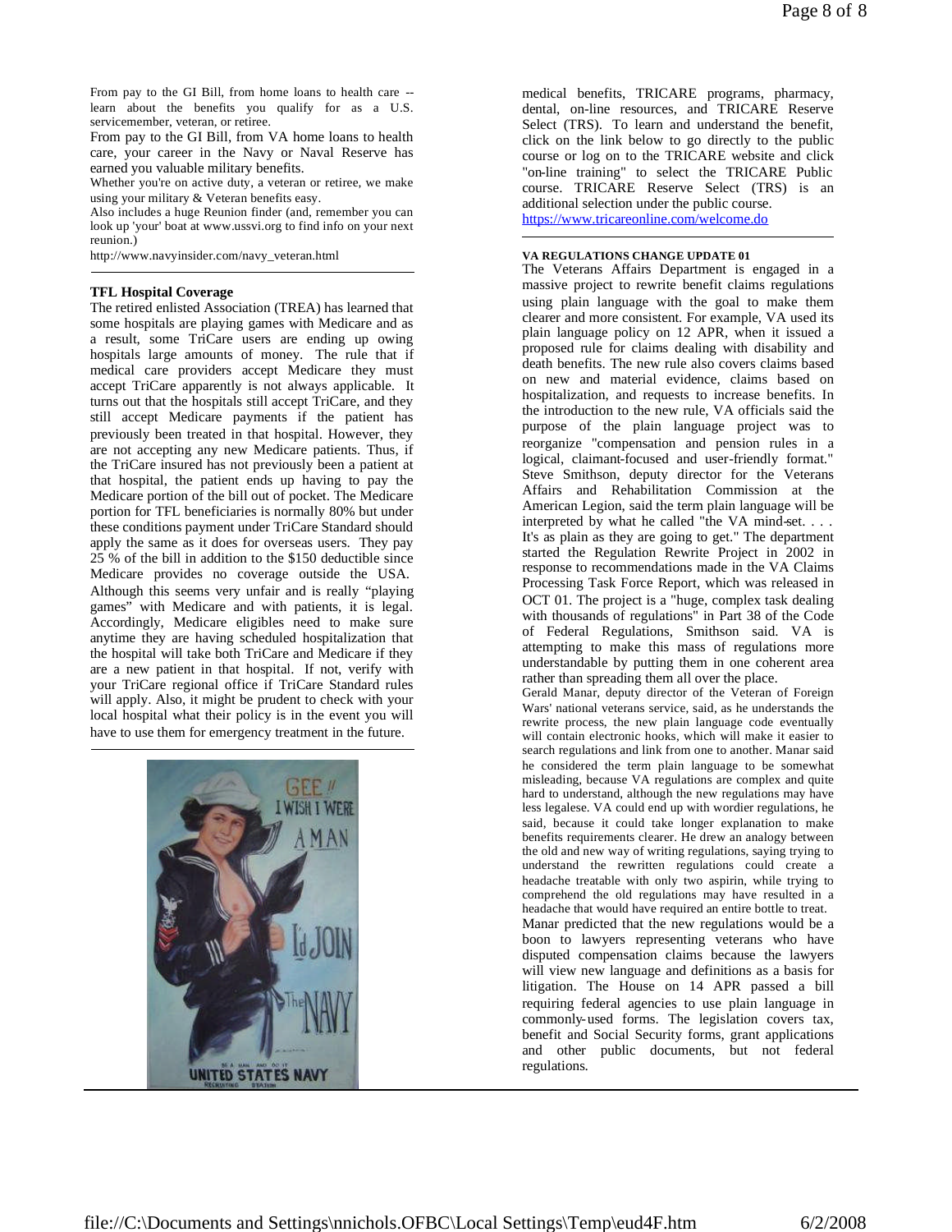From pay to the GI Bill, from home loans to health care -- learn about the benefits you qualify for as a U.S. servicemember, veteran, or retiree.

From pay to the GI Bill, from VA home loans to health care, your career in the Navy or Naval Reserve has earned you valuable military benefits.

Whether you're on active duty, a veteran or retiree, we make using your military & Veteran benefits easy.

Also includes a huge Reunion finder (and, remember you can look up 'your' boat at www.ussvi.org to find info on your next reunion.)

http://www.navyinsider.com/navy_veteran.html

---

**TFL Hospital Coverage**

The retired enlisted Association (TREA) has learned that some hospitals are playing games with Medicare and as a result, some TriCare users are ending up owing hospitals large amounts of money. The rule that if medical care providers accept Medicare they must accept TriCare apparently is not always applicable. It turns out that the hospitals still accept TriCare, and they still accept Medicare payments if the patient has previously been treated in that hospital. However, they are not accepting any new Medicare patients. Thus, if the TriCare insured has not previously been a patient at that hospital, the patient ends up having to pay the Medicare portion of the bill out of pocket. The Medicare portion for TFL beneficiaries is normally 80% but under these conditions payment under TriCare Standard should apply the same as it does for overseas users. They pay 25 % of the bill in addition to the $150 deductible since Medicare provides no coverage outside the USA. Although this seems very unfair and is really "playing games" with Medicare and with patients, it is legal. Accordingly, Medicare eligibles need to make sure anytime they are having scheduled hospitalization that the hospital will take both TriCare and Medicare if they are a new patient in that hospital. If not, verify with your TriCare regional office if TriCare Standard rules will apply. Also, it might be prudent to check with your local hospital what their policy is in the event you will have to use them for emergency treatment in the future.

---

GEE!! I WISH I WERE A MAN I'd JOIN The NAVY

BE A MAN AND DO IT

UNITED STATES NAVY

RECRUITING STATION

medical benefits, TRICARE programs, pharmacy, dental, on-line resources, and TRICARE Reserve Select (TRS). To learn and understand the benefit, click on the link below to go directly to the public course or log on to the TRICARE website and click "on-line training" to select the TRICARE Public course. TRICARE Reserve Select (TRS) is an additional selection under the public course.

https://www.tricareonline.com/welcome.do

---

**VA REGULATIONS CHANGE UPDATE 01**

The Veterans Affairs Department is engaged in a massive project to rewrite benefit claims regulations using plain language with the goal to make them clearer and more consistent. For example, VA used its plain language policy on 12 APR, when it issued a proposed rule for claims dealing with disability and death benefits. The new rule also covers claims based on new and material evidence, claims based on hospitalization, and requests to increase benefits. In the introduction to the new rule, VA officials said the purpose of the plain language project was to reorganize "compensation and pension rules in a logical, claimant-focused and user-friendly format." Steve Smithson, deputy director for the Veterans Affairs and Rehabilitation Commission at the American Legion, said the term plain language will be interpreted by what he called "the VA mind-set. . . . It's as plain as they are going to get." The department started the Regulation Rewrite Project in 2002 in response to recommendations made in the VA Claims Processing Task Force Report, which was released in OCT 01. The project is a "huge, complex task dealing with thousands of regulations" in Part 38 of the Code of Federal Regulations, Smithson said. VA is attempting to make this mass of regulations more understandable by putting them in one coherent area rather than spreading them all over the place.

Gerald Manar, deputy director of the Veteran of Foreign Wars' national veterans service, said, as he understands the rewrite process, the new plain language code eventually will contain electronic hooks, which will make it easier to search regulations and link from one to another. Manar said he considered the term plain language to be somewhat misleading, because VA regulations are complex and quite hard to understand, although the new regulations may have less legalese. VA could end up with wordier regulations, he said, because it could take longer explanation to make benefits requirements clearer. He drew an analogy between the old and new way of writing regulations, saying trying to understand the rewritten regulations could create a headache treatable with only two aspirin, while trying to comprehend the old regulations may have resulted in a headache that would have required an entire bottle to treat.

Manar predicted that the new regulations would be a boon to lawyers representing veterans who have disputed compensation claims because the lawyers will view new language and definitions as a basis for litigation. The House on 14 APR passed a bill requiring federal agencies to use plain language in commonly-used forms. The legislation covers tax, benefit and Social Security forms, grant applications and other public documents, but not federal regulations.